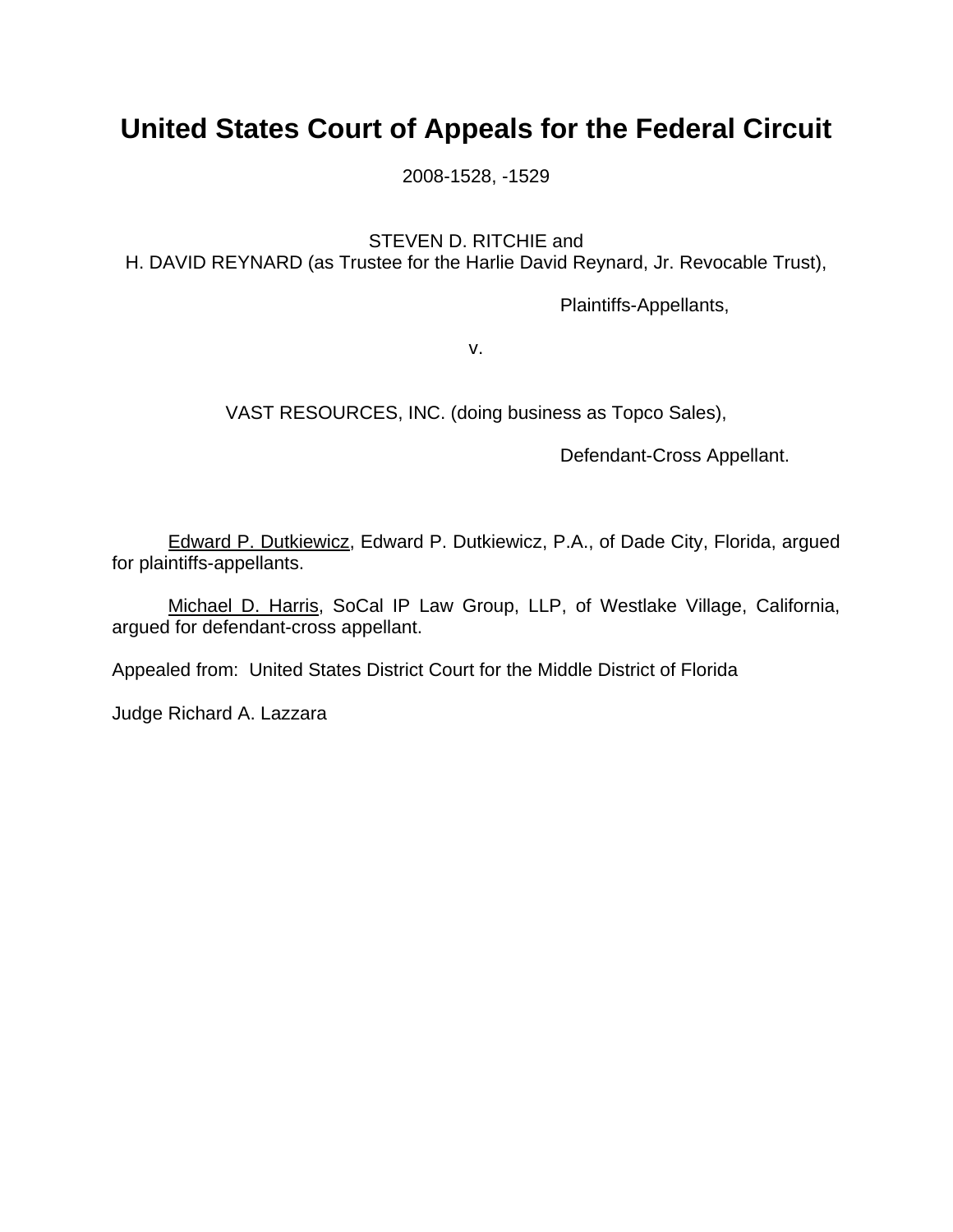# United States Court of Appeals for the Federal Circuit

2008-1528, -1529

STEVEN D. RITCHIE and
H. DAVID REYNARD (as Trustee for the Harlie David Reynard, Jr. Revocable Trust),

Plaintiffs-Appellants,

v.

VAST RESOURCES, INC. (doing business as Topco Sales),

Defendant-Cross Appellant.

Edward P. Dutkiewicz, Edward P. Dutkiewicz, P.A., of Dade City, Florida, argued for plaintiffs-appellants.

Michael D. Harris, SoCal IP Law Group, LLP, of Westlake Village, California, argued for defendant-cross appellant.

Appealed from: United States District Court for the Middle District of Florida

Judge Richard A. Lazzara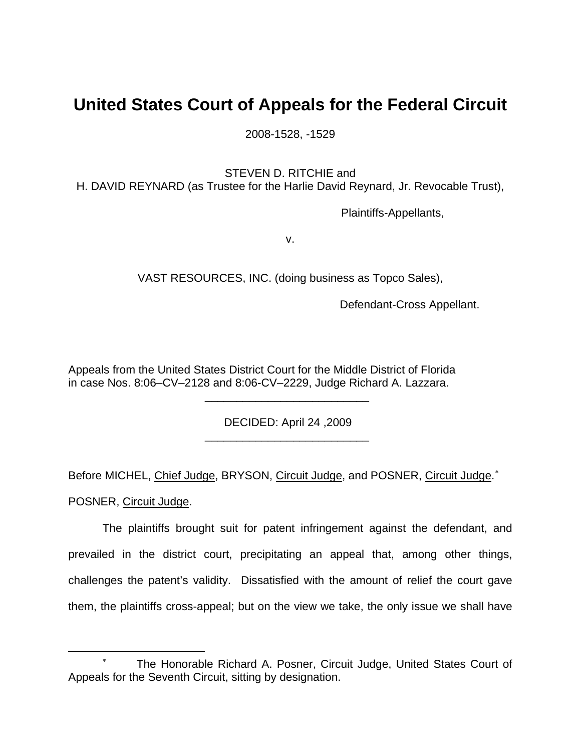# United States Court of Appeals for the Federal Circuit

2008-1528, -1529

STEVEN D. RITCHIE and
H. DAVID REYNARD (as Trustee for the Harlie David Reynard, Jr. Revocable Trust),

Plaintiffs-Appellants,

v.

VAST RESOURCES, INC. (doing business as Topco Sales),

Defendant-Cross Appellant.

Appeals from the United States District Court for the Middle District of Florida in case Nos. 8:06–CV–2128 and 8:06-CV–2229, Judge Richard A. Lazzara.

---

DECIDED: April 24 ,2009

---

Before MICHEL, Chief Judge, BRYSON, Circuit Judge, and POSNER, Circuit Judge.*

POSNER, Circuit Judge.

The plaintiffs brought suit for patent infringement against the defendant, and prevailed in the district court, precipitating an appeal that, among other things, challenges the patent's validity. Dissatisfied with the amount of relief the court gave them, the plaintiffs cross-appeal; but on the view we take, the only issue we shall have

---

* The Honorable Richard A. Posner, Circuit Judge, United States Court of Appeals for the Seventh Circuit, sitting by designation.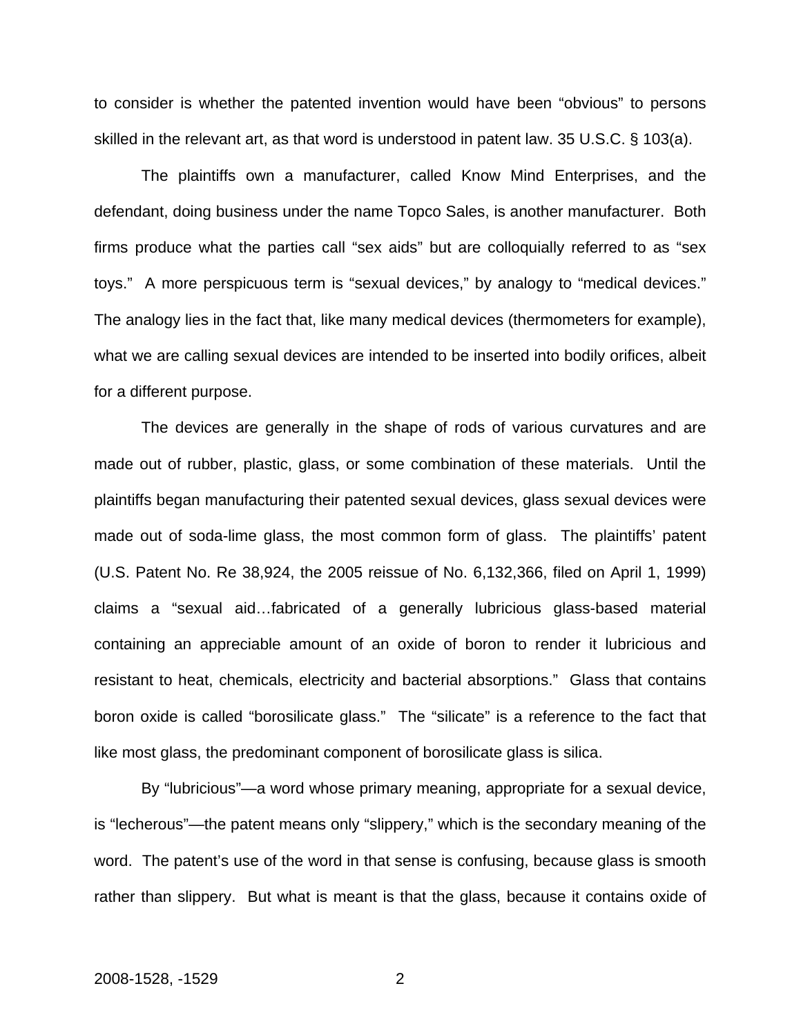to consider is whether the patented invention would have been "obvious" to persons skilled in the relevant art, as that word is understood in patent law. 35 U.S.C. § 103(a).

The plaintiffs own a manufacturer, called Know Mind Enterprises, and the defendant, doing business under the name Topco Sales, is another manufacturer. Both firms produce what the parties call "sex aids" but are colloquially referred to as "sex toys." A more perspicuous term is "sexual devices," by analogy to "medical devices." The analogy lies in the fact that, like many medical devices (thermometers for example), what we are calling sexual devices are intended to be inserted into bodily orifices, albeit for a different purpose.

The devices are generally in the shape of rods of various curvatures and are made out of rubber, plastic, glass, or some combination of these materials. Until the plaintiffs began manufacturing their patented sexual devices, glass sexual devices were made out of soda-lime glass, the most common form of glass. The plaintiffs' patent (U.S. Patent No. Re 38,924, the 2005 reissue of No. 6,132,366, filed on April 1, 1999) claims a "sexual aid…fabricated of a generally lubricious glass-based material containing an appreciable amount of an oxide of boron to render it lubricious and resistant to heat, chemicals, electricity and bacterial absorptions." Glass that contains boron oxide is called "borosilicate glass." The "silicate" is a reference to the fact that like most glass, the predominant component of borosilicate glass is silica.

By "lubricious"—a word whose primary meaning, appropriate for a sexual device, is "lecherous"—the patent means only "slippery," which is the secondary meaning of the word. The patent's use of the word in that sense is confusing, because glass is smooth rather than slippery. But what is meant is that the glass, because it contains oxide of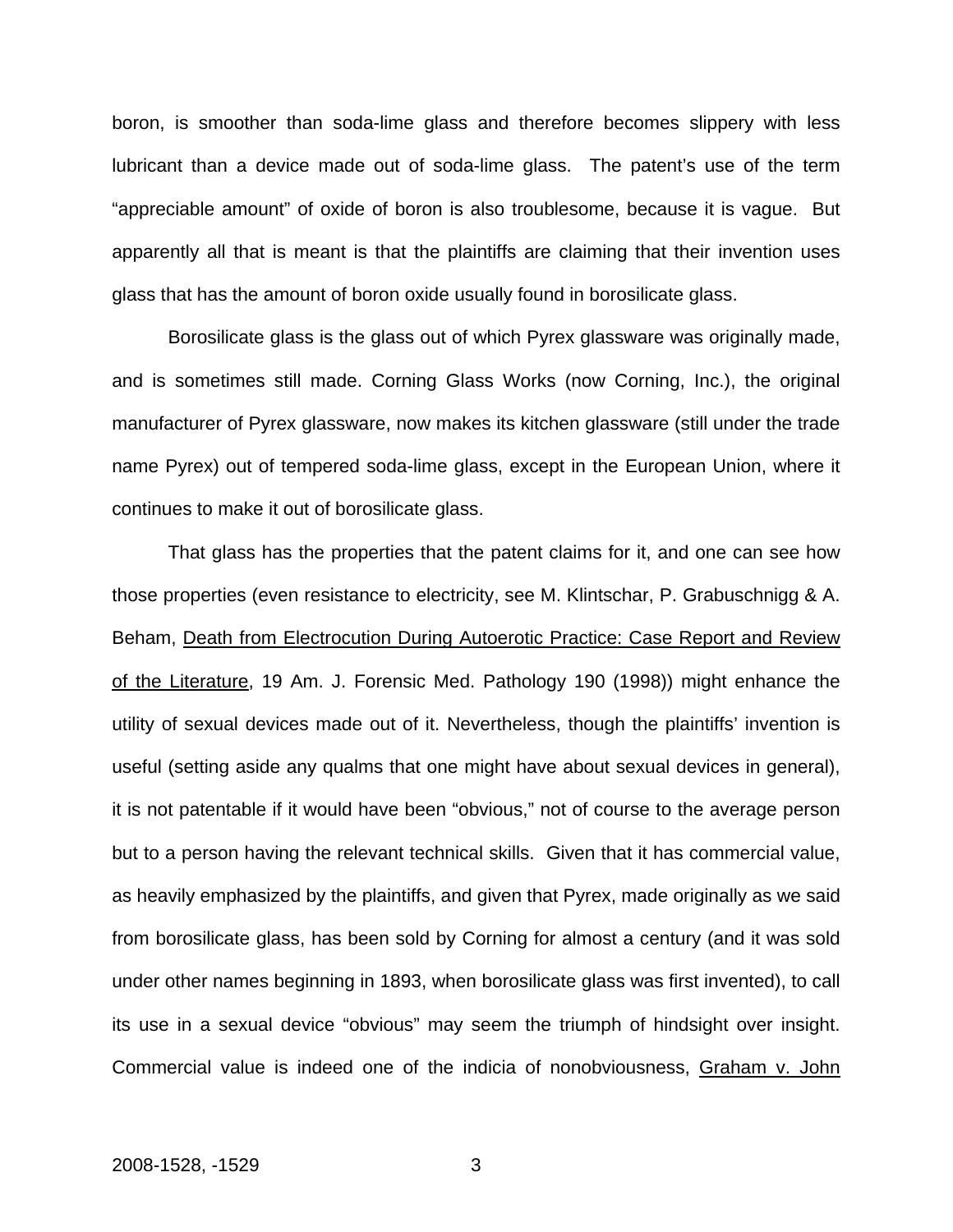boron, is smoother than soda-lime glass and therefore becomes slippery with less lubricant than a device made out of soda-lime glass. The patent's use of the term "appreciable amount" of oxide of boron is also troublesome, because it is vague. But apparently all that is meant is that the plaintiffs are claiming that their invention uses glass that has the amount of boron oxide usually found in borosilicate glass.

Borosilicate glass is the glass out of which Pyrex glassware was originally made, and is sometimes still made. Corning Glass Works (now Corning, Inc.), the original manufacturer of Pyrex glassware, now makes its kitchen glassware (still under the trade name Pyrex) out of tempered soda-lime glass, except in the European Union, where it continues to make it out of borosilicate glass.

That glass has the properties that the patent claims for it, and one can see how those properties (even resistance to electricity, see M. Klintschar, P. Grabuschnigg & A. Beham, Death from Electrocution During Autoerotic Practice: Case Report and Review of the Literature, 19 Am. J. Forensic Med. Pathology 190 (1998)) might enhance the utility of sexual devices made out of it. Nevertheless, though the plaintiffs' invention is useful (setting aside any qualms that one might have about sexual devices in general), it is not patentable if it would have been "obvious," not of course to the average person but to a person having the relevant technical skills. Given that it has commercial value, as heavily emphasized by the plaintiffs, and given that Pyrex, made originally as we said from borosilicate glass, has been sold by Corning for almost a century (and it was sold under other names beginning in 1893, when borosilicate glass was first invented), to call its use in a sexual device "obvious" may seem the triumph of hindsight over insight. Commercial value is indeed one of the indicia of nonobviousness, Graham v. John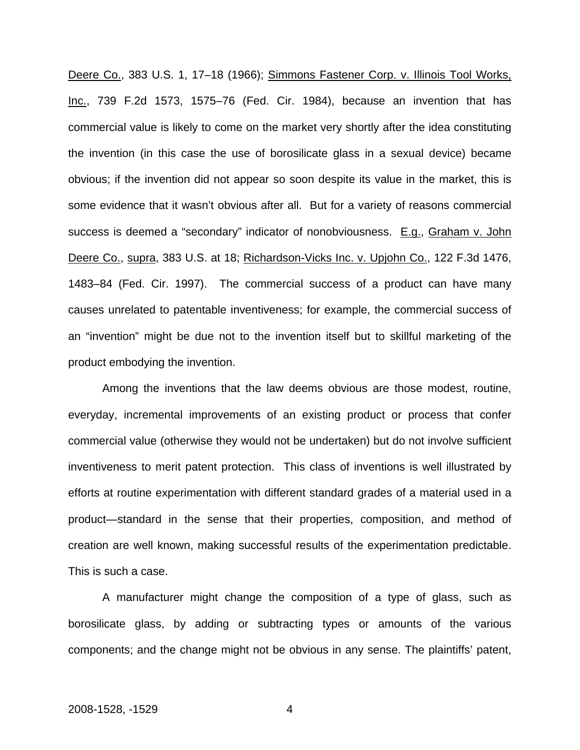Deere Co., 383 U.S. 1, 17–18 (1966); Simmons Fastener Corp. v. Illinois Tool Works, Inc., 739 F.2d 1573, 1575–76 (Fed. Cir. 1984), because an invention that has commercial value is likely to come on the market very shortly after the idea constituting the invention (in this case the use of borosilicate glass in a sexual device) became obvious; if the invention did not appear so soon despite its value in the market, this is some evidence that it wasn't obvious after all. But for a variety of reasons commercial success is deemed a "secondary" indicator of nonobviousness. E.g., Graham v. John Deere Co., supra, 383 U.S. at 18; Richardson-Vicks Inc. v. Upjohn Co., 122 F.3d 1476, 1483–84 (Fed. Cir. 1997). The commercial success of a product can have many causes unrelated to patentable inventiveness; for example, the commercial success of an "invention" might be due not to the invention itself but to skillful marketing of the product embodying the invention.

Among the inventions that the law deems obvious are those modest, routine, everyday, incremental improvements of an existing product or process that confer commercial value (otherwise they would not be undertaken) but do not involve sufficient inventiveness to merit patent protection. This class of inventions is well illustrated by efforts at routine experimentation with different standard grades of a material used in a product—standard in the sense that their properties, composition, and method of creation are well known, making successful results of the experimentation predictable. This is such a case.

A manufacturer might change the composition of a type of glass, such as borosilicate glass, by adding or subtracting types or amounts of the various components; and the change might not be obvious in any sense. The plaintiffs' patent,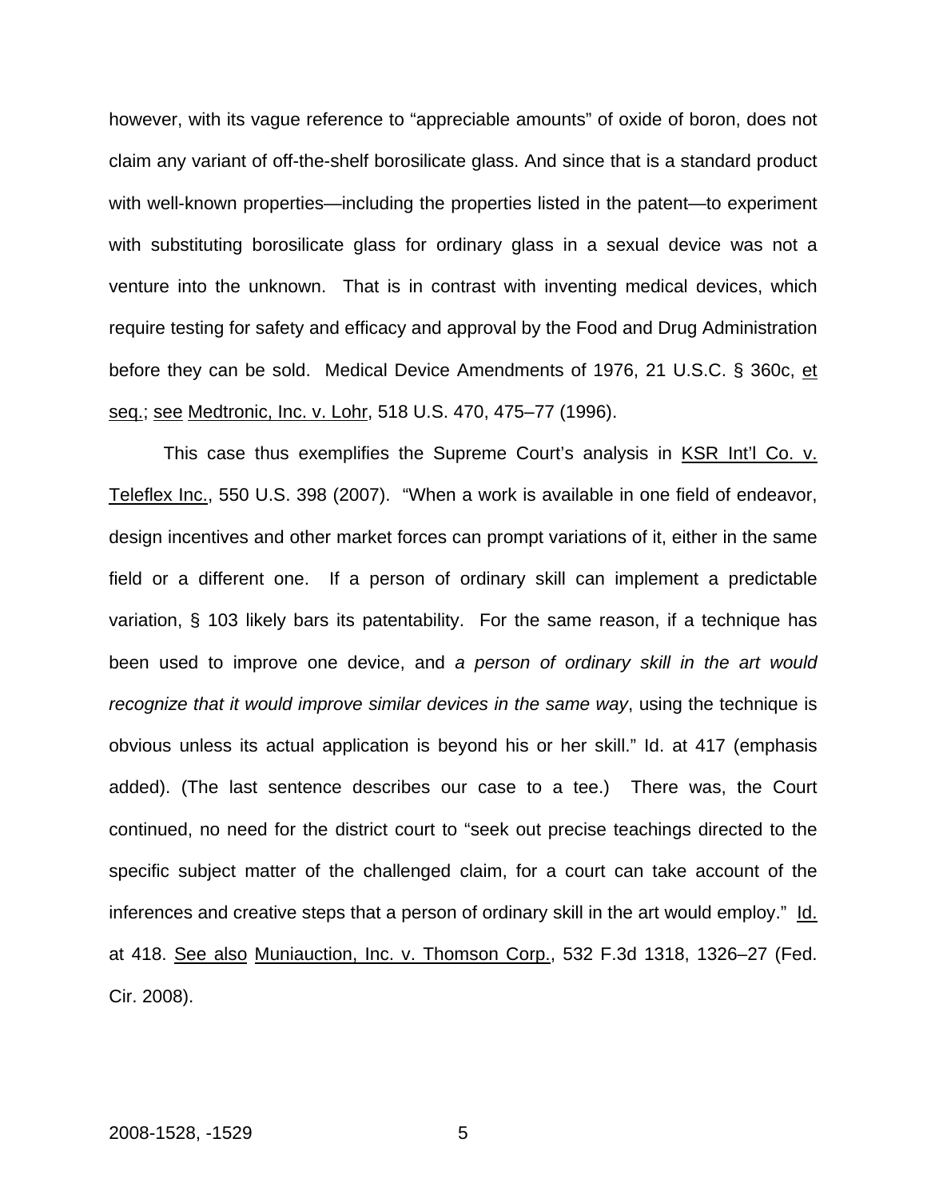however, with its vague reference to "appreciable amounts" of oxide of boron, does not claim any variant of off-the-shelf borosilicate glass. And since that is a standard product with well-known properties—including the properties listed in the patent—to experiment with substituting borosilicate glass for ordinary glass in a sexual device was not a venture into the unknown. That is in contrast with inventing medical devices, which require testing for safety and efficacy and approval by the Food and Drug Administration before they can be sold. Medical Device Amendments of 1976, 21 U.S.C. § 360c, et seq.; see Medtronic, Inc. v. Lohr, 518 U.S. 470, 475–77 (1996).

This case thus exemplifies the Supreme Court's analysis in KSR Int'l Co. v. Teleflex Inc., 550 U.S. 398 (2007). "When a work is available in one field of endeavor, design incentives and other market forces can prompt variations of it, either in the same field or a different one. If a person of ordinary skill can implement a predictable variation, § 103 likely bars its patentability. For the same reason, if a technique has been used to improve one device, and *a person of ordinary skill in the art would recognize that it would improve similar devices in the same way*, using the technique is obvious unless its actual application is beyond his or her skill." Id. at 417 (emphasis added). (The last sentence describes our case to a tee.) There was, the Court continued, no need for the district court to "seek out precise teachings directed to the specific subject matter of the challenged claim, for a court can take account of the inferences and creative steps that a person of ordinary skill in the art would employ." Id. at 418. See also Muniauction, Inc. v. Thomson Corp., 532 F.3d 1318, 1326–27 (Fed. Cir. 2008).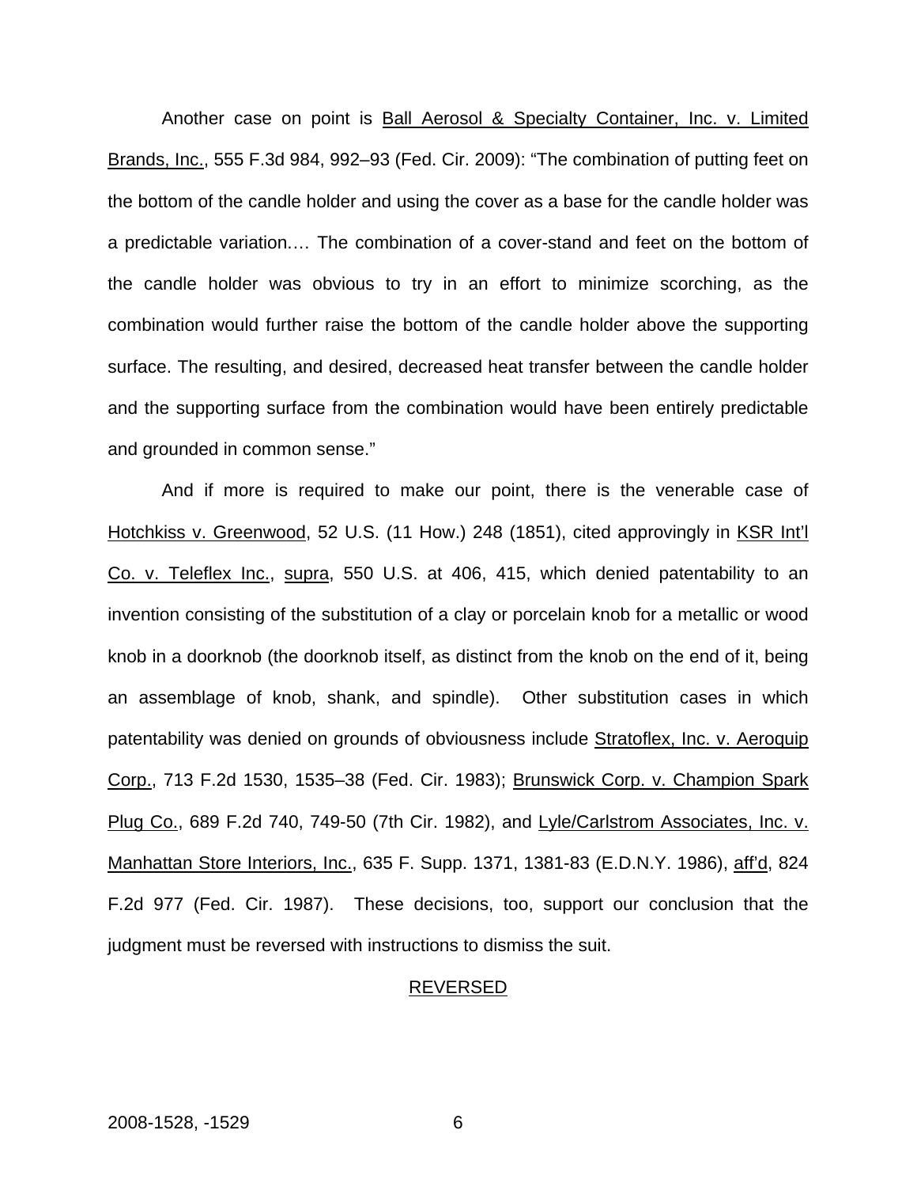Another case on point is Ball Aerosol & Specialty Container, Inc. v. Limited Brands, Inc., 555 F.3d 984, 992–93 (Fed. Cir. 2009): "The combination of putting feet on the bottom of the candle holder and using the cover as a base for the candle holder was a predictable variation.… The combination of a cover-stand and feet on the bottom of the candle holder was obvious to try in an effort to minimize scorching, as the combination would further raise the bottom of the candle holder above the supporting surface. The resulting, and desired, decreased heat transfer between the candle holder and the supporting surface from the combination would have been entirely predictable and grounded in common sense."

And if more is required to make our point, there is the venerable case of Hotchkiss v. Greenwood, 52 U.S. (11 How.) 248 (1851), cited approvingly in KSR Int'l Co. v. Teleflex Inc., supra, 550 U.S. at 406, 415, which denied patentability to an invention consisting of the substitution of a clay or porcelain knob for a metallic or wood knob in a doorknob (the doorknob itself, as distinct from the knob on the end of it, being an assemblage of knob, shank, and spindle). Other substitution cases in which patentability was denied on grounds of obviousness include Stratoflex, Inc. v. Aeroquip Corp., 713 F.2d 1530, 1535–38 (Fed. Cir. 1983); Brunswick Corp. v. Champion Spark Plug Co., 689 F.2d 740, 749-50 (7th Cir. 1982), and Lyle/Carlstrom Associates, Inc. v. Manhattan Store Interiors, Inc., 635 F. Supp. 1371, 1381-83 (E.D.N.Y. 1986), aff'd, 824 F.2d 977 (Fed. Cir. 1987). These decisions, too, support our conclusion that the judgment must be reversed with instructions to dismiss the suit.

REVERSED